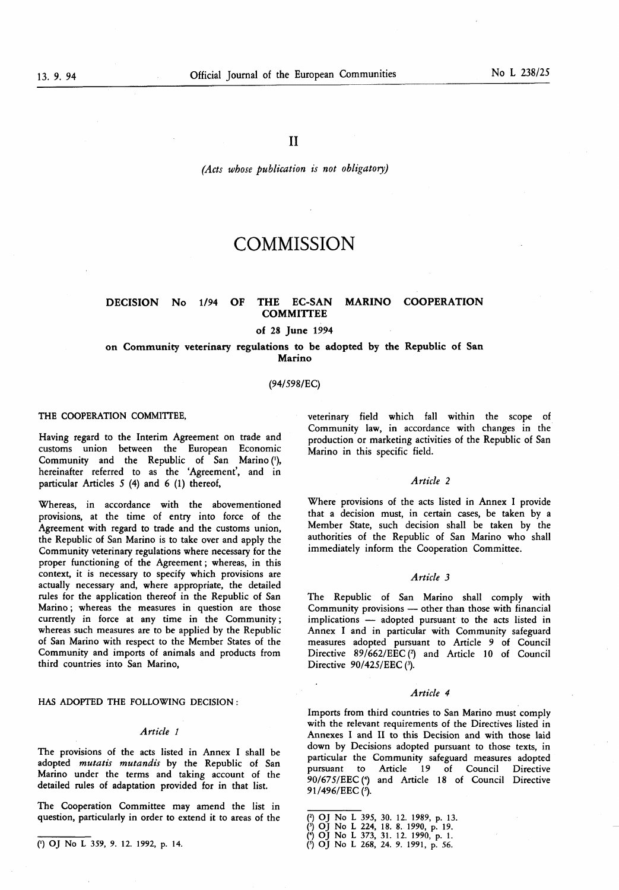II

*(Acts whose publication is not obligatory)*

# COMMISSION

## DECISION No 1/94 OF THE EC-SAN MARINO COOPERATION COMMITTEE

**of 28 June 1994**

**on Community veterinary regulations to be adopted by the Republic of San Marino**

(94/598/EC)

THE COOPERATION COMMITTEE,

Having regard to the Interim Agreement on trade and customs union between the European Economic Community and the Republic of San Marino [1], hereinafter referred to as the 'Agreement', and in particular Articles 5 (4) and 6 (1) thereof,

Whereas, in accordance with the abovementioned provisions, at the time of entry into force of the Agreement with regard to trade and the customs union, the Republic of San Marino is to take over and apply the Community veterinary regulations where necessary for the proper functioning of the Agreement; whereas, in this context, it is necessary to specify which provisions are actually necessary and, where appropriate, the detailed rules for the application thereof in the Republic of San Marino; whereas the measures in question are those currently in force at any time in the Community; whereas such measures are to be applied by the Republic of San Marino with respect to the Member States of the Community and imports of animals and products from third countries into San Marino,

HAS ADOPTED THE FOLLOWING DECISION:

### *Article 1*

The provisions of the acts listed in Annex I shall be adopted *mutatis mutandis* by the Republic of San Marino under the terms and taking account of the detailed rules of adaptation provided for in that list.

The Cooperation Committee may amend the list in question, particularly in order to extend it to areas of the veterinary field which fall within the scope of Community law, in accordance with changes in the production or marketing activities of the Republic of San Marino in this specific field.

### *Article 2*

Where provisions of the acts listed in Annex I provide that a decision must, in certain cases, be taken by a Member State, such decision shall be taken by the authorities of the Republic of San Marino who shall immediately inform the Cooperation Committee.

### *Article 3*

The Republic of San Marino shall comply with Community provisions — other than those with financial implications — adopted pursuant to the acts listed in Annex I and in particular with Community safeguard measures adopted pursuant to Article 9 of Council Directive 89/662/EEC [2] and Article 10 of Council Directive 90/425/EEC [3].

### *Article 4*

Imports from third countries to San Marino must comply with the relevant requirements of the Directives listed in Annexes I and II to this Decision and with those laid down by Decisions adopted pursuant to those texts, in particular the Community safeguard measures adopted pursuant to Article 19 of Council Directive 90/675/EEC [4] and Article 18 of Council Directive 91/496/EEC [5].

---

[1] OJ No L 359, 9. 12. 1992, p. 14.

[2] OJ No L 395, 30. 12. 1989, p. 13.

[3] OJ No L 224, 18. 8. 1990, p. 19.

[4] OJ No L 373, 31. 12. 1990, p. 1.

[5] OJ No L 268, 24. 9. 1991, p. 56.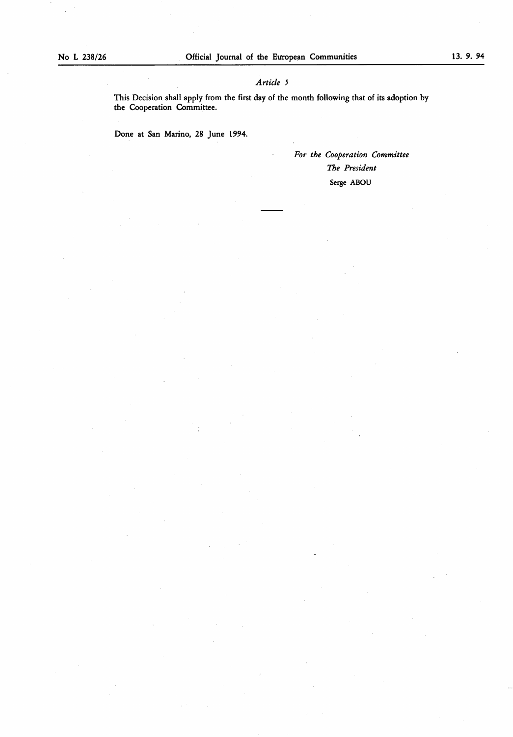*Article 5*

This Decision shall apply from the first day of the month following that of its adoption by the Cooperation Committee.

Done at San Marino, 28 June 1994.

*For the Cooperation Committee*

*The President*

Serge ABOU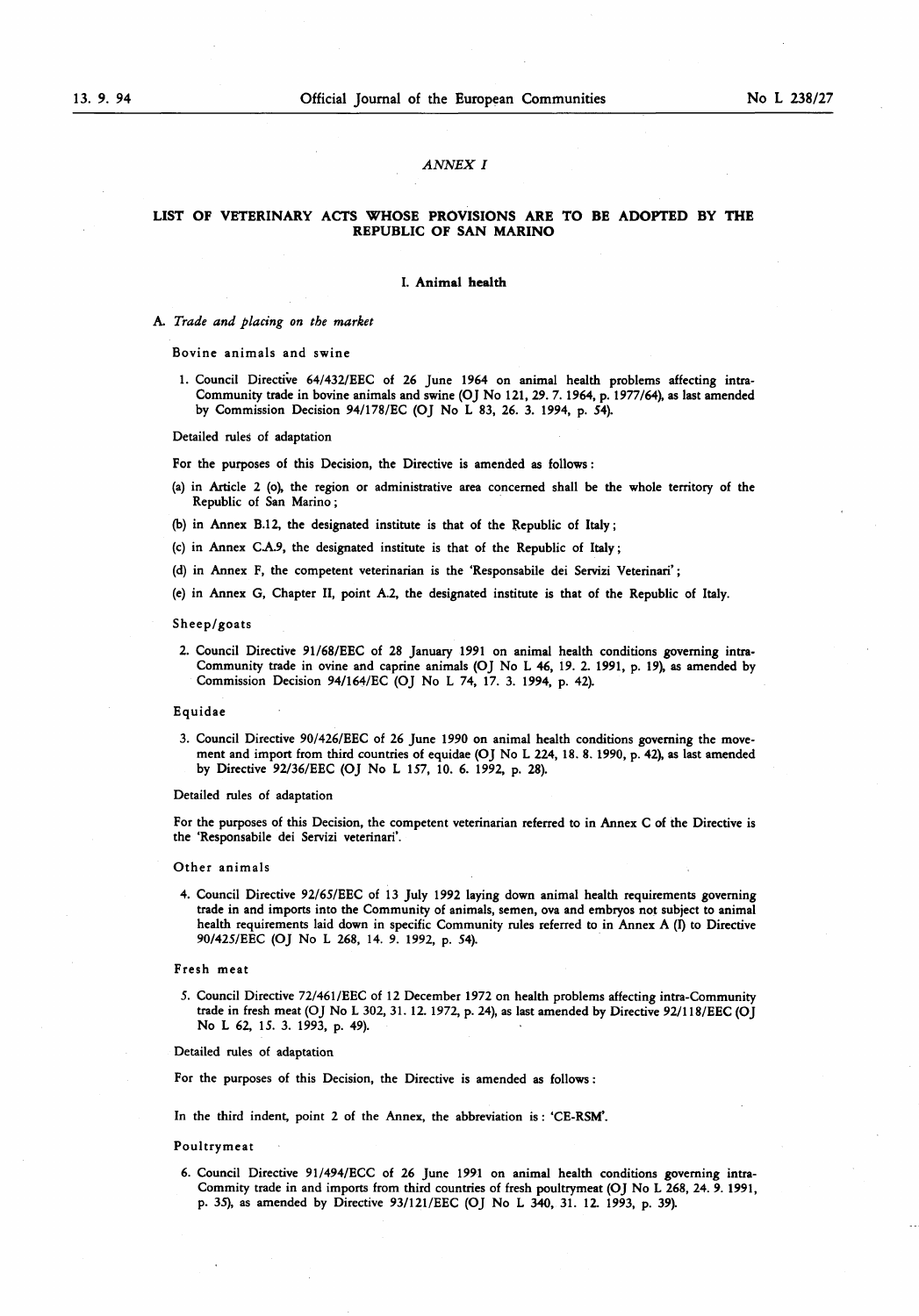*ANNEX I*

## LIST OF VETERINARY ACTS WHOSE PROVISIONS ARE TO BE ADOPTED BY THE REPUBLIC OF SAN MARINO

### I. Animal health

A. *Trade and placing on the market*

Bovine animals and swine

1. Council Directive 64/432/EEC of 26 June 1964 on animal health problems affecting intra-Community trade in bovine animals and swine (OJ No 121, 29. 7. 1964, p. 1977/64), as last amended by Commission Decision 94/178/EC (OJ No L 83, 26. 3. 1994, p. 54).

Detailed rules of adaptation

For the purposes of this Decision, the Directive is amended as follows:

(a) in Article 2 (o), the region or administrative area concerned shall be the whole territory of the Republic of San Marino;

(b) in Annex B.12, the designated institute is that of the Republic of Italy;

(c) in Annex C.A.9, the designated institute is that of the Republic of Italy;

(d) in Annex F, the competent veterinarian is the 'Responsabile dei Servizi Veterinari';

(e) in Annex G, Chapter II, point A.2, the designated institute is that of the Republic of Italy.

Sheep/goats

2. Council Directive 91/68/EEC of 28 January 1991 on animal health conditions governing intra-Community trade in ovine and caprine animals (OJ No L 46, 19. 2. 1991, p. 19), as amended by Commission Decision 94/164/EC (OJ No L 74, 17. 3. 1994, p. 42).

Equidae

3. Council Directive 90/426/EEC of 26 June 1990 on animal health conditions governing the movement and import from third countries of equidae (OJ No L 224, 18. 8. 1990, p. 42), as last amended by Directive 92/36/EEC (OJ No L 157, 10. 6. 1992, p. 28).

Detailed rules of adaptation

For the purposes of this Decision, the competent veterinarian referred to in Annex C of the Directive is the 'Responsabile dei Servizi veterinari'.

Other animals

4. Council Directive 92/65/EEC of 13 July 1992 laying down animal health requirements governing trade in and imports into the Community of animals, semen, ova and embryos not subject to animal health requirements laid down in specific Community rules referred to in Annex A (I) to Directive 90/425/EEC (OJ No L 268, 14. 9. 1992, p. 54).

Fresh meat

5. Council Directive 72/461/EEC of 12 December 1972 on health problems affecting intra-Community trade in fresh meat (OJ No L 302, 31. 12. 1972, p. 24), as last amended by Directive 92/118/EEC (OJ No L 62, 15. 3. 1993, p. 49).

Detailed rules of adaptation

For the purposes of this Decision, the Directive is amended as follows:

In the third indent, point 2 of the Annex, the abbreviation is: 'CE-RSM'.

Poultrymeat

6. Council Directive 91/494/ECC of 26 June 1991 on animal health conditions governing intra-Commity trade in and imports from third countries of fresh poultrymeat (OJ No L 268, 24. 9. 1991, p. 35), as amended by Directive 93/121/EEC (OJ No L 340, 31. 12. 1993, p. 39).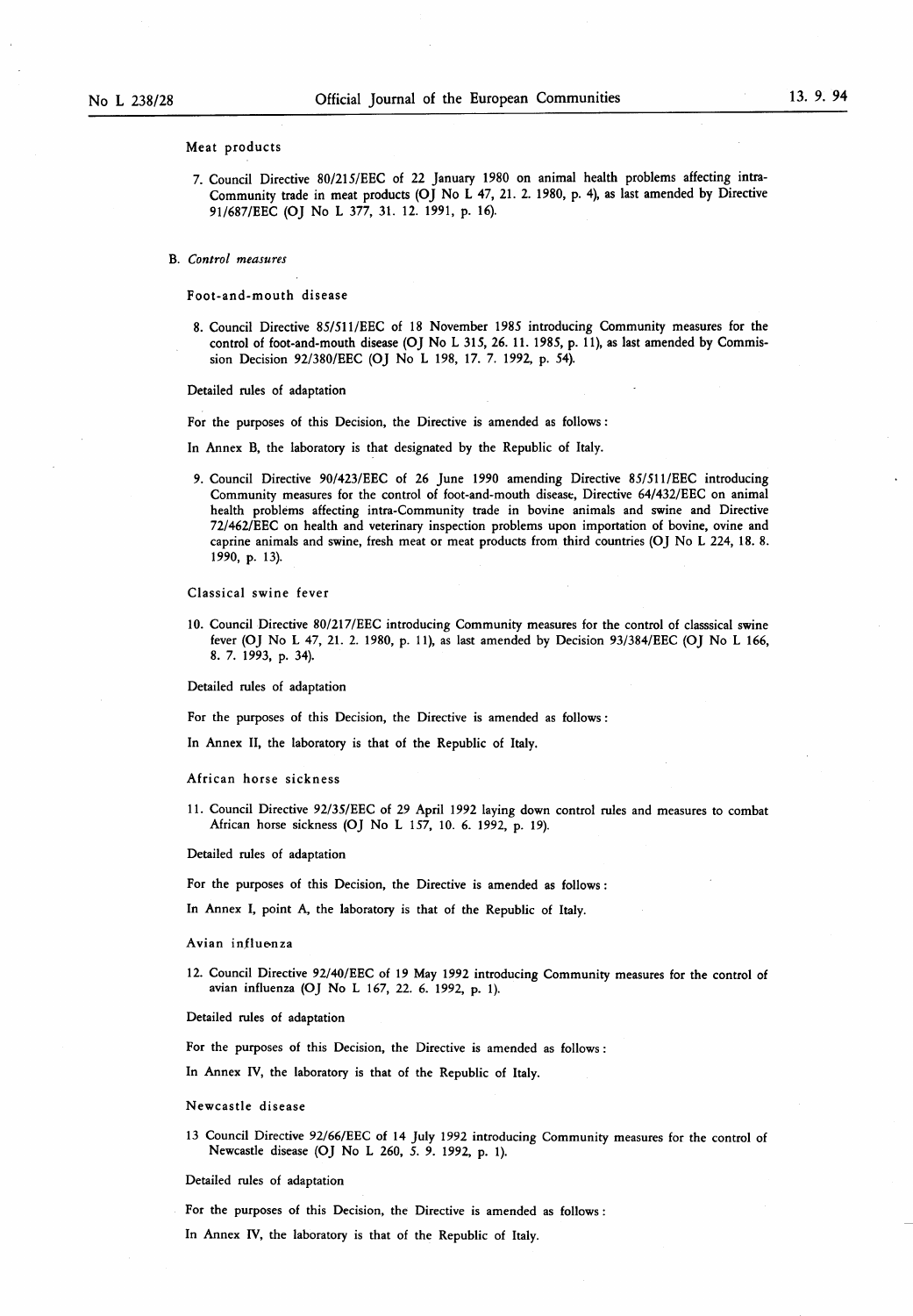Meat products

7. Council Directive 80/215/EEC of 22 January 1980 on animal health problems affecting intra-Community trade in meat products (OJ No L 47, 21. 2. 1980, p. 4), as last amended by Directive 91/687/EEC (OJ No L 377, 31. 12. 1991, p. 16).

B. *Control measures*

Foot-and-mouth disease

8. Council Directive 85/511/EEC of 18 November 1985 introducing Community measures for the control of foot-and-mouth disease (OJ No L 315, 26. 11. 1985, p. 11), as last amended by Commission Decision 92/380/EEC (OJ No L 198, 17. 7. 1992, p. 54).

Detailed rules of adaptation

For the purposes of this Decision, the Directive is amended as follows:

In Annex B, the laboratory is that designated by the Republic of Italy.

9. Council Directive 90/423/EEC of 26 June 1990 amending Directive 85/511/EEC introducing Community measures for the control of foot-and-mouth disease, Directive 64/432/EEC on animal health problems affecting intra-Community trade in bovine animals and swine and Directive 72/462/EEC on health and veterinary inspection problems upon importation of bovine, ovine and caprine animals and swine, fresh meat or meat products from third countries (OJ No L 224, 18. 8. 1990, p. 13).

Classical swine fever

10. Council Directive 80/217/EEC introducing Community measures for the control of classsical swine fever (OJ No L 47, 21. 2. 1980, p. 11), as last amended by Decision 93/384/EEC (OJ No L 166, 8. 7. 1993, p. 34).

Detailed rules of adaptation

For the purposes of this Decision, the Directive is amended as follows:

In Annex II, the laboratory is that of the Republic of Italy.

African horse sickness

11. Council Directive 92/35/EEC of 29 April 1992 laying down control rules and measures to combat African horse sickness (OJ No L 157, 10. 6. 1992, p. 19).

Detailed rules of adaptation

For the purposes of this Decision, the Directive is amended as follows:

In Annex I, point A, the laboratory is that of the Republic of Italy.

Avian influenza

12. Council Directive 92/40/EEC of 19 May 1992 introducing Community measures for the control of avian influenza (OJ No L 167, 22. 6. 1992, p. 1).

Detailed rules of adaptation

For the purposes of this Decision, the Directive is amended as follows:

In Annex IV, the laboratory is that of the Republic of Italy.

Newcastle disease

13 Council Directive 92/66/EEC of 14 July 1992 introducing Community measures for the control of Newcastle disease (OJ No L 260, 5. 9. 1992, p. 1).

Detailed rules of adaptation

For the purposes of this Decision, the Directive is amended as follows:

In Annex IV, the laboratory is that of the Republic of Italy.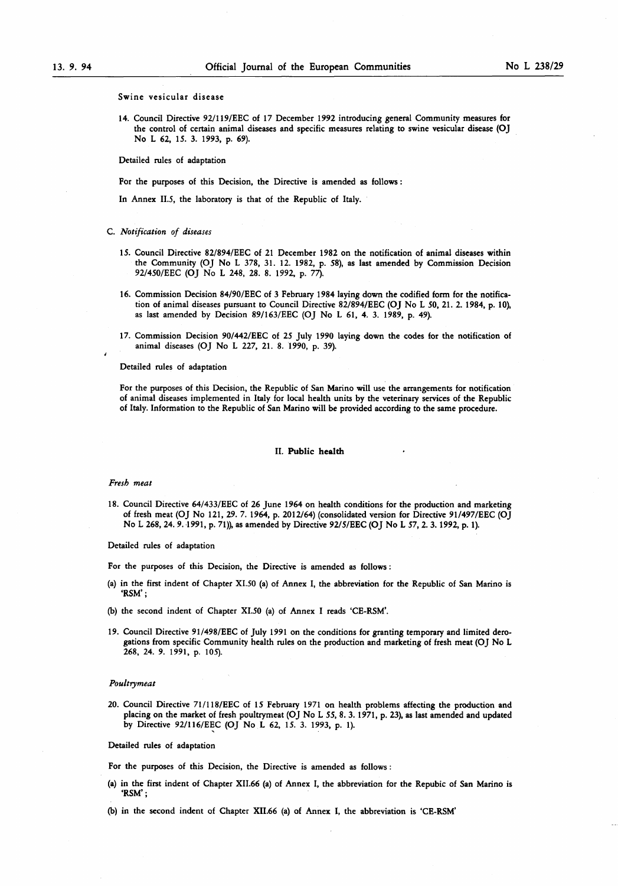Swine vesicular disease

14. Council Directive 92/119/EEC of 17 December 1992 introducing general Community measures for the control of certain animal diseases and specific measures relating to swine vesicular disease (OJ No L 62, 15. 3. 1993, p. 69).

Detailed rules of adaptation

For the purposes of this Decision, the Directive is amended as follows:

In Annex II.5, the laboratory is that of the Republic of Italy.

C. *Notification of diseases*

15. Council Directive 82/894/EEC of 21 December 1982 on the notification of animal diseases within the Community (OJ No L 378, 31. 12. 1982, p. 58), as last amended by Commission Decision 92/450/EEC (OJ No L 248, 28. 8. 1992, p. 77).

16. Commission Decision 84/90/EEC of 3 February 1984 laying down the codified form for the notification of animal diseases pursuant to Council Directive 82/894/EEC (OJ No L 50, 21. 2. 1984, p. 10), as last amended by Decision 89/163/EEC (OJ No L 61, 4. 3. 1989, p. 49).

17. Commission Decision 90/442/EEC of 25 July 1990 laying down the codes for the notification of animal diseases (OJ No L 227, 21. 8. 1990, p. 39).

Detailed rules of adaptation

For the purposes of this Decision, the Republic of San Marino will use the arrangements for notification of animal diseases implemented in Italy for local health units by the veterinary services of the Republic of Italy. Information to the Republic of San Marino will be provided according to the same procedure.

## II. Public health

*Fresh meat*

18. Council Directive 64/433/EEC of 26 June 1964 on health conditions for the production and marketing of fresh meat (OJ No 121, 29. 7. 1964, p. 2012/64) (consolidated version for Directive 91/497/EEC (OJ No L 268, 24. 9. 1991, p. 71)), as amended by Directive 92/5/EEC (OJ No L 57, 2. 3. 1992, p. 1).

Detailed rules of adaptation

For the purposes of this Decision, the Directive is amended as follows:

(a) in the first indent of Chapter XI.50 (a) of Annex I, the abbreviation for the Republic of San Marino is 'RSM';

(b) the second indent of Chapter XI.50 (a) of Annex I reads 'CE-RSM'.

19. Council Directive 91/498/EEC of July 1991 on the conditions for granting temporary and limited derogations from specific Community health rules on the production and marketing of fresh meat (OJ No L 268, 24. 9. 1991, p. 105).

*Poultrymeat*

20. Council Directive 71/118/EEC of 15 February 1971 on health problems affecting the production and placing on the market of fresh poultrymeat (OJ No L 55, 8. 3. 1971, p. 23), as last amended and updated by Directive 92/116/EEC (OJ No L 62, 15. 3. 1993, p. 1).

Detailed rules of adaptation

For the purposes of this Decision, the Directive is amended as follows:

(a) in the first indent of Chapter XII.66 (a) of Annex I, the abbreviation for the Repubic of San Marino is 'RSM';

(b) in the second indent of Chapter XII.66 (a) of Annex I, the abbreviation is 'CE-RSM'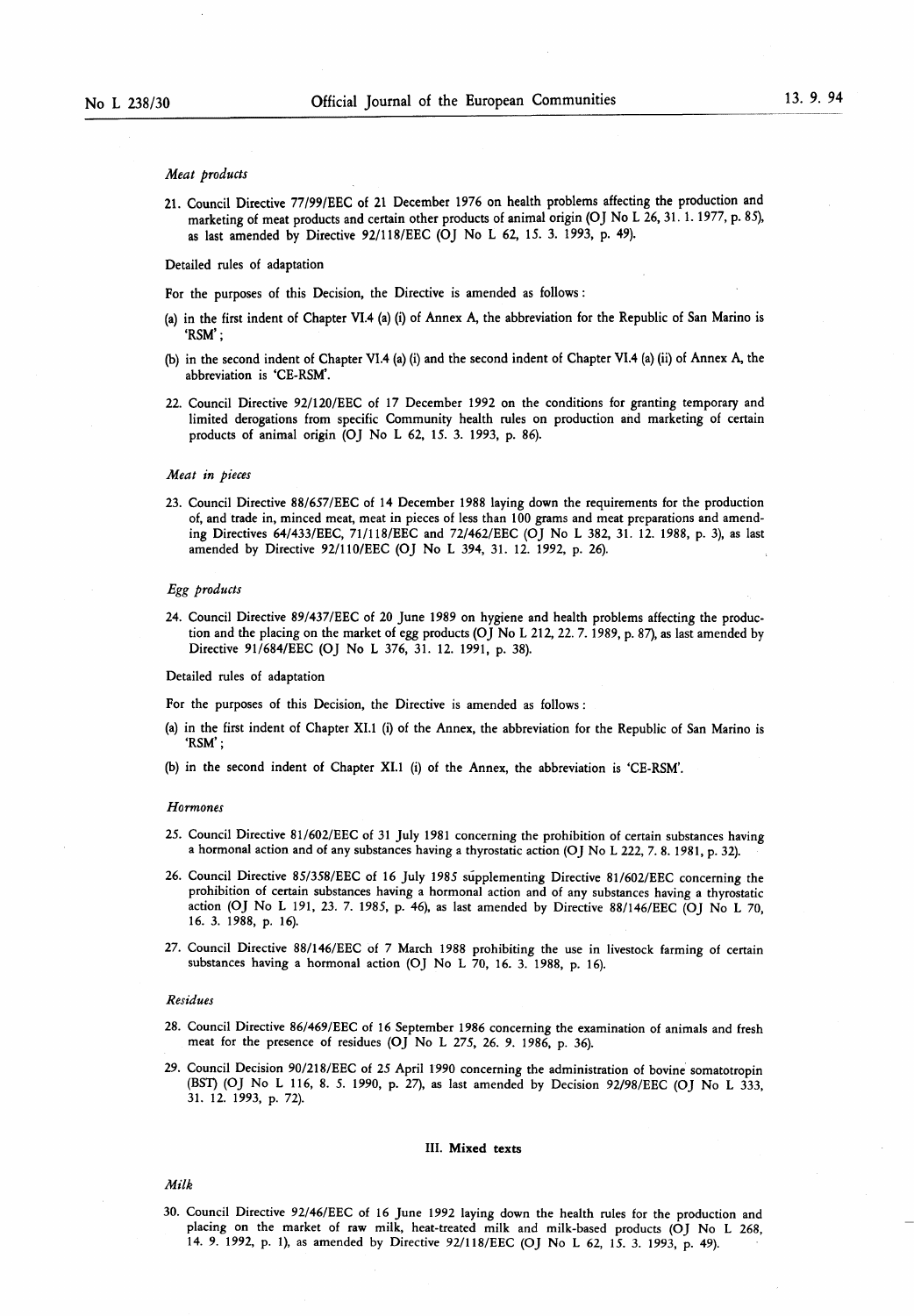*Meat products*

21. Council Directive 77/99/EEC of 21 December 1976 on health problems affecting the production and marketing of meat products and certain other products of animal origin (OJ No L 26, 31. 1. 1977, p. 85), as last amended by Directive 92/118/EEC (OJ No L 62, 15. 3. 1993, p. 49).

Detailed rules of adaptation

For the purposes of this Decision, the Directive is amended as follows:

(a) in the first indent of Chapter VI.4 (a) (i) of Annex A, the abbreviation for the Republic of San Marino is 'RSM';

(b) in the second indent of Chapter VI.4 (a) (i) and the second indent of Chapter VI.4 (a) (ii) of Annex A, the abbreviation is 'CE-RSM'.

22. Council Directive 92/120/EEC of 17 December 1992 on the conditions for granting temporary and limited derogations from specific Community health rules on production and marketing of certain products of animal origin (OJ No L 62, 15. 3. 1993, p. 86).

*Meat in pieces*

23. Council Directive 88/657/EEC of 14 December 1988 laying down the requirements for the production of, and trade in, minced meat, meat in pieces of less than 100 grams and meat preparations and amending Directives 64/433/EEC, 71/118/EEC and 72/462/EEC (OJ No L 382, 31. 12. 1988, p. 3), as last amended by Directive 92/110/EEC (OJ No L 394, 31. 12. 1992, p. 26).

*Egg products*

24. Council Directive 89/437/EEC of 20 June 1989 on hygiene and health problems affecting the production and the placing on the market of egg products (OJ No L 212, 22. 7. 1989, p. 87), as last amended by Directive 91/684/EEC (OJ No L 376, 31. 12. 1991, p. 38).

Detailed rules of adaptation

For the purposes of this Decision, the Directive is amended as follows:

(a) in the first indent of Chapter XI.1 (i) of the Annex, the abbreviation for the Republic of San Marino is 'RSM';

(b) in the second indent of Chapter XI.1 (i) of the Annex, the abbreviation is 'CE-RSM'.

*Hormones*

25. Council Directive 81/602/EEC of 31 July 1981 concerning the prohibition of certain substances having a hormonal action and of any substances having a thyrostatic action (OJ No L 222, 7. 8. 1981, p. 32).

26. Council Directive 85/358/EEC of 16 July 1985 supplementing Directive 81/602/EEC concerning the prohibition of certain substances having a hormonal action and of any substances having a thyrostatic action (OJ No L 191, 23. 7. 1985, p. 46), as last amended by Directive 88/146/EEC (OJ No L 70, 16. 3. 1988, p. 16).

27. Council Directive 88/146/EEC of 7 March 1988 prohibiting the use in livestock farming of certain substances having a hormonal action (OJ No L 70, 16. 3. 1988, p. 16).

*Residues*

28. Council Directive 86/469/EEC of 16 September 1986 concerning the examination of animals and fresh meat for the presence of residues (OJ No L 275, 26. 9. 1986, p. 36).

29. Council Decision 90/218/EEC of 25 April 1990 concerning the administration of bovine somatotropin (BST) (OJ No L 116, 8. 5. 1990, p. 27), as last amended by Decision 92/98/EEC (OJ No L 333, 31. 12. 1993, p. 72).

## III. Mixed texts

*Milk*

30. Council Directive 92/46/EEC of 16 June 1992 laying down the health rules for the production and placing on the market of raw milk, heat-treated milk and milk-based products (OJ No L 268, 14. 9. 1992, p. 1), as amended by Directive 92/118/EEC (OJ No L 62, 15. 3. 1993, p. 49).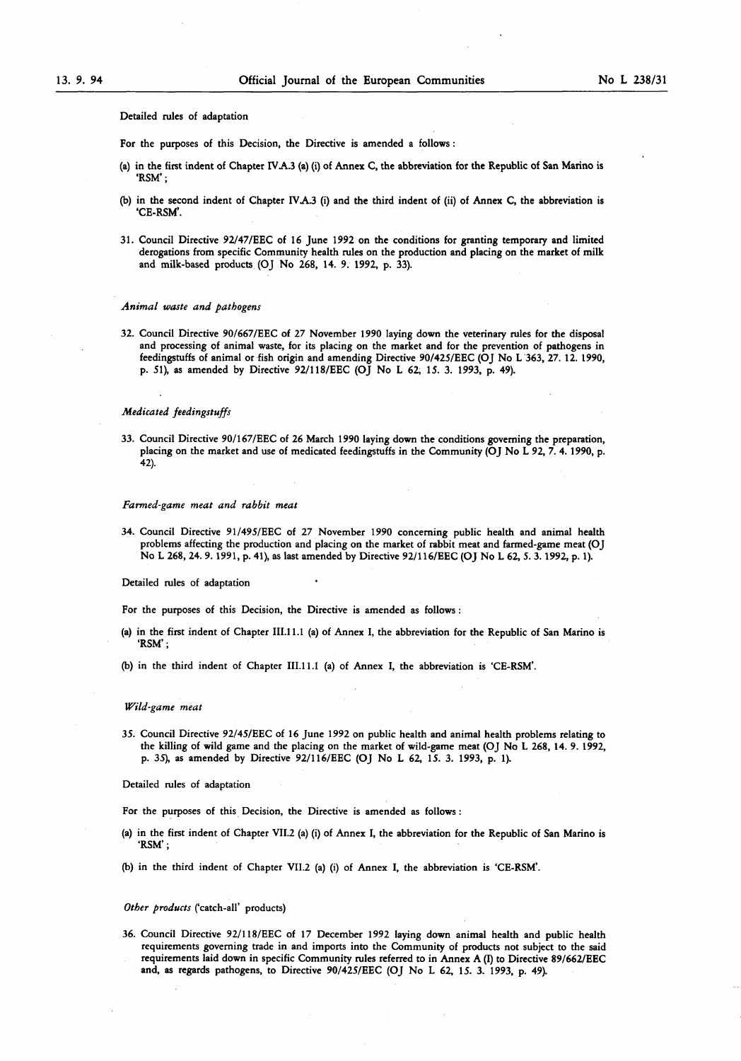Detailed rules of adaptation

For the purposes of this Decision, the Directive is amended a follows:

(a) in the first indent of Chapter IV.A.3 (a) (i) of Annex C, the abbreviation for the Republic of San Marino is 'RSM';

(b) in the second indent of Chapter IV.A.3 (i) and the third indent of (ii) of Annex C, the abbreviation is 'CE-RSM'.

31. Council Directive 92/47/EEC of 16 June 1992 on the conditions for granting temporary and limited derogations from specific Community health rules on the production and placing on the market of milk and milk-based products (OJ No 268, 14. 9. 1992, p. 33).

*Animal waste and pathogens*

32. Council Directive 90/667/EEC of 27 November 1990 laying down the veterinary rules for the disposal and processing of animal waste, for its placing on the market and for the prevention of pathogens in feedingstuffs of animal or fish origin and amending Directive 90/425/EEC (OJ No L 363, 27. 12. 1990, p. 51), as amended by Directive 92/118/EEC (OJ No L 62, 15. 3. 1993, p. 49).

*Medicated feedingstuffs*

33. Council Directive 90/167/EEC of 26 March 1990 laying down the conditions governing the preparation, placing on the market and use of medicated feedingstuffs in the Community (OJ No L 92, 7. 4. 1990, p. 42).

*Farmed-game meat and rabbit meat*

34. Council Directive 91/495/EEC of 27 November 1990 concerning public health and animal health problems affecting the production and placing on the market of rabbit meat and farmed-game meat (OJ No L 268, 24. 9. 1991, p. 41), as last amended by Directive 92/116/EEC (OJ No L 62, 5. 3. 1992, p. 1).

Detailed rules of adaptation

For the purposes of this Decision, the Directive is amended as follows:

(a) in the first indent of Chapter III.11.1 (a) of Annex I, the abbreviation for the Republic of San Marino is 'RSM';

(b) in the third indent of Chapter III.11.1 (a) of Annex I, the abbreviation is 'CE-RSM'.

*Wild-game meat*

35. Council Directive 92/45/EEC of 16 June 1992 on public health and animal health problems relating to the killing of wild game and the placing on the market of wild-game meat (OJ No L 268, 14. 9. 1992, p. 35), as amended by Directive 92/116/EEC (OJ No L 62, 15. 3. 1993, p. 1).

Detailed rules of adaptation

For the purposes of this Decision, the Directive is amended as follows:

(a) in the first indent of Chapter VII.2 (a) (i) of Annex I, the abbreviation for the Republic of San Marino is 'RSM';

(b) in the third indent of Chapter VII.2 (a) (i) of Annex I, the abbreviation is 'CE-RSM'.

*Other products* ('catch-all' products)

36. Council Directive 92/118/EEC of 17 December 1992 laying down animal health and public health requirements governing trade in and imports into the Community of products not subject to the said requirements laid down in specific Community rules referred to in Annex A (I) to Directive 89/662/EEC and, as regards pathogens, to Directive 90/425/EEC (OJ No L 62, 15. 3. 1993, p. 49).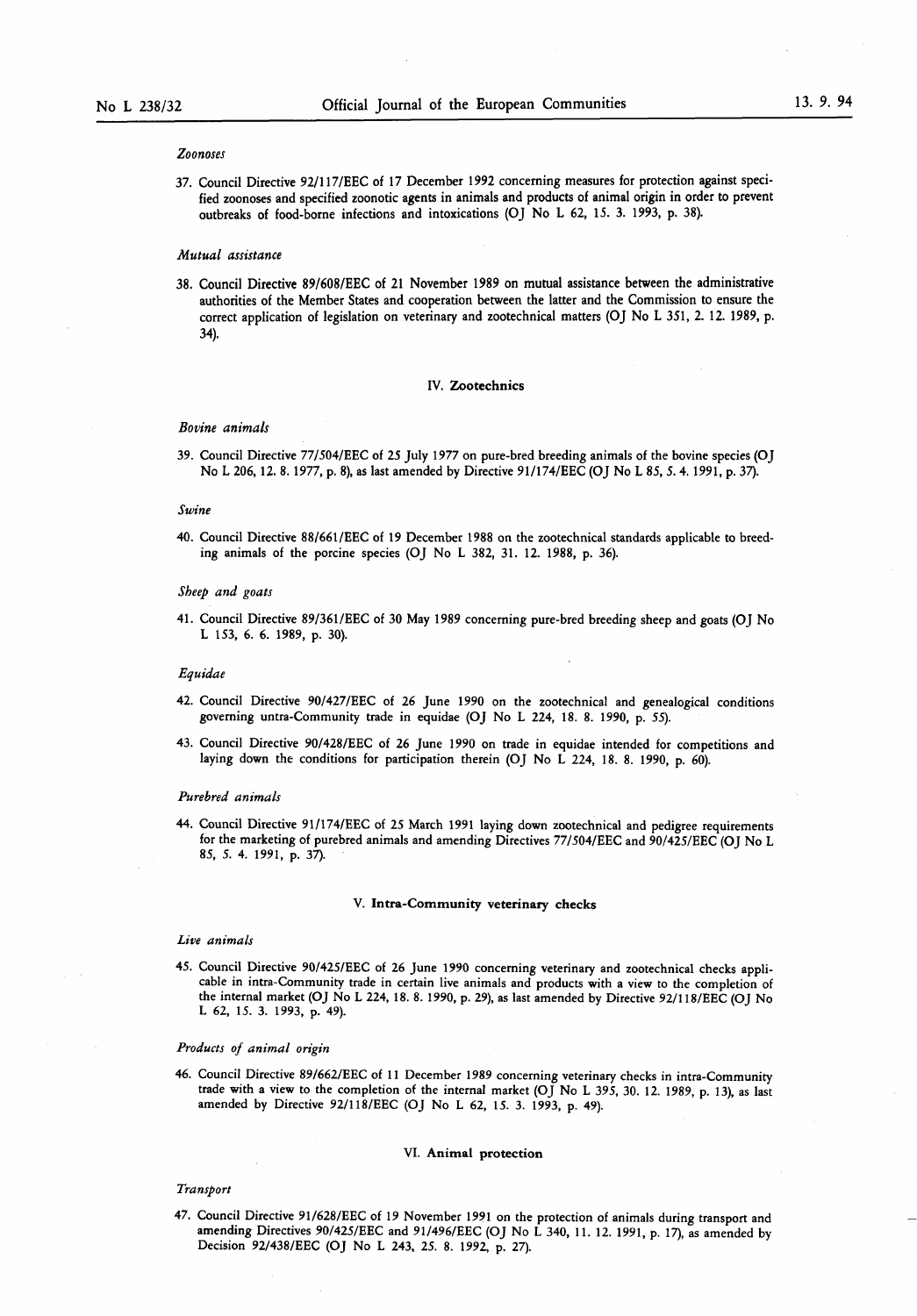*Zoonoses*

37. Council Directive 92/117/EEC of 17 December 1992 concerning measures for protection against specified zoonoses and specified zoonotic agents in animals and products of animal origin in order to prevent outbreaks of food-borne infections and intoxications (OJ No L 62, 15. 3. 1993, p. 38).

*Mutual assistance*

38. Council Directive 89/608/EEC of 21 November 1989 on mutual assistance between the administrative authorities of the Member States and cooperation between the latter and the Commission to ensure the correct application of legislation on veterinary and zootechnical matters (OJ No L 351, 2. 12. 1989, p. 34).

## IV. Zootechnics

*Bovine animals*

39. Council Directive 77/504/EEC of 25 July 1977 on pure-bred breeding animals of the bovine species (OJ No L 206, 12. 8. 1977, p. 8), as last amended by Directive 91/174/EEC (OJ No L 85, 5. 4. 1991, p. 37).

*Swine*

40. Council Directive 88/661/EEC of 19 December 1988 on the zootechnical standards applicable to breeding animals of the porcine species (OJ No L 382, 31. 12. 1988, p. 36).

*Sheep and goats*

41. Council Directive 89/361/EEC of 30 May 1989 concerning pure-bred breeding sheep and goats (OJ No L 153, 6. 6. 1989, p. 30).

*Equidae*

42. Council Directive 90/427/EEC of 26 June 1990 on the zootechnical and genealogical conditions governing untra-Community trade in equidae (OJ No L 224, 18. 8. 1990, p. 55).

43. Council Directive 90/428/EEC of 26 June 1990 on trade in equidae intended for competitions and laying down the conditions for participation therein (OJ No L 224, 18. 8. 1990, p. 60).

*Purebred animals*

44. Council Directive 91/174/EEC of 25 March 1991 laying down zootechnical and pedigree requirements for the marketing of purebred animals and amending Directives 77/504/EEC and 90/425/EEC (OJ No L 85, 5. 4. 1991, p. 37).

## V. Intra-Community veterinary checks

*Live animals*

45. Council Directive 90/425/EEC of 26 June 1990 concerning veterinary and zootechnical checks applicable in intra-Community trade in certain live animals and products with a view to the completion of the internal market (OJ No L 224, 18. 8. 1990, p. 29), as last amended by Directive 92/118/EEC (OJ No L 62, 15. 3. 1993, p. 49).

*Products of animal origin*

46. Council Directive 89/662/EEC of 11 December 1989 concerning veterinary checks in intra-Community trade with a view to the completion of the internal market (OJ No L 395, 30. 12. 1989, p. 13), as last amended by Directive 92/118/EEC (OJ No L 62, 15. 3. 1993, p. 49).

## VI. Animal protection

*Transport*

47. Council Directive 91/628/EEC of 19 November 1991 on the protection of animals during transport and amending Directives 90/425/EEC and 91/496/EEC (OJ No L 340, 11. 12. 1991, p. 17), as amended by Decision 92/438/EEC (OJ No L 243, 25. 8. 1992, p. 27).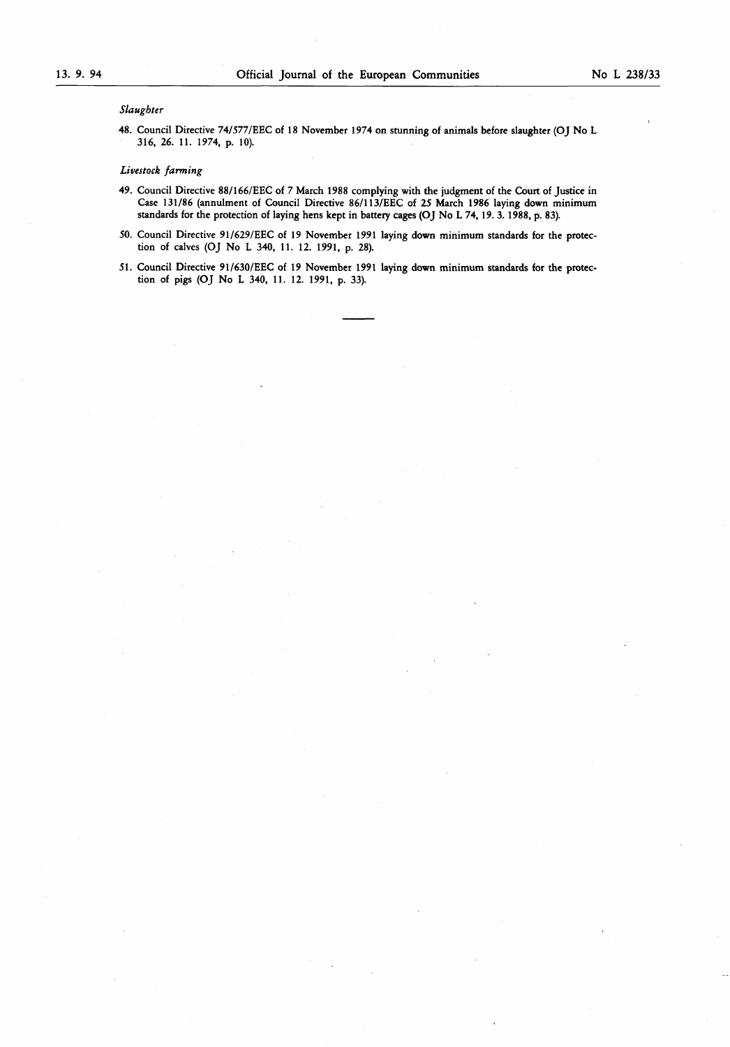*Slaughter*

48. Council Directive 74/577/EEC of 18 November 1974 on stunning of animals before slaughter (OJ No L 316, 26. 11. 1974, p. 10).

*Livestock farming*

49. Council Directive 88/166/EEC of 7 March 1988 complying with the judgment of the Court of Justice in Case 131/86 (annulment of Council Directive 86/113/EEC of 25 March 1986 laying down minimum standards for the protection of laying hens kept in battery cages (OJ No L 74, 19. 3. 1988, p. 83).

50. Council Directive 91/629/EEC of 19 November 1991 laying down minimum standards for the protection of calves (OJ No L 340, 11. 12. 1991, p. 28).

51. Council Directive 91/630/EEC of 19 November 1991 laying down minimum standards for the protection of pigs (OJ No L 340, 11. 12. 1991, p. 33).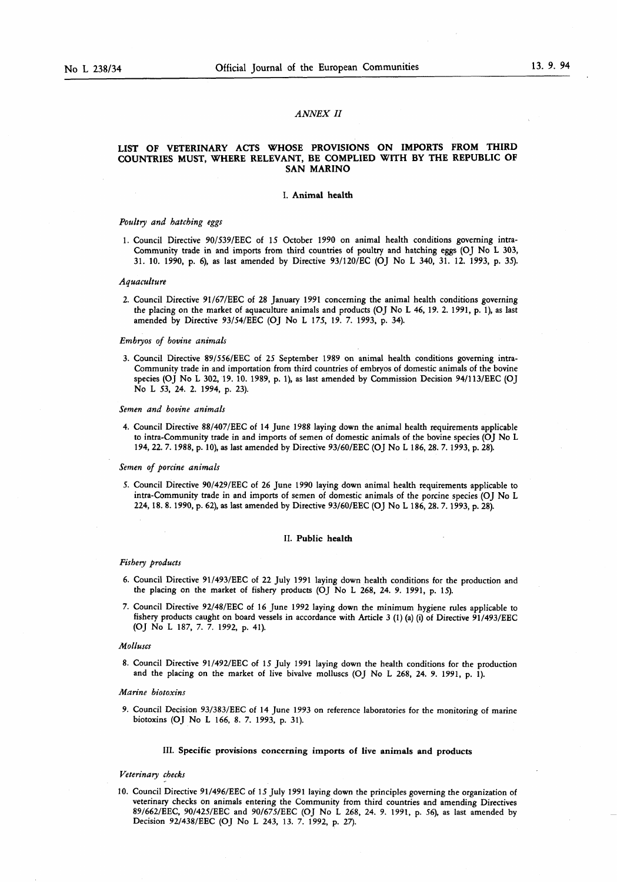*ANNEX II*

## LIST OF VETERINARY ACTS WHOSE PROVISIONS ON IMPORTS FROM THIRD COUNTRIES MUST, WHERE RELEVANT, BE COMPLIED WITH BY THE REPUBLIC OF SAN MARINO

### I. Animal health

*Poultry and hatching eggs*

1. Council Directive 90/539/EEC of 15 October 1990 on animal health conditions governing intra-Community trade in and imports from third countries of poultry and hatching eggs (OJ No L 303, 31. 10. 1990, p. 6), as last amended by Directive 93/120/EC (OJ No L 340, 31. 12. 1993, p. 35).

*Aquaculture*

2. Council Directive 91/67/EEC of 28 January 1991 concerning the animal health conditions governing the placing on the market of aquaculture animals and products (OJ No L 46, 19. 2. 1991, p. 1), as last amended by Directive 93/54/EEC (OJ No L 175, 19. 7. 1993, p. 34).

*Embryos of bovine animals*

3. Council Directive 89/556/EEC of 25 September 1989 on animal health conditions governing intra-Community trade in and importation from third countries of embryos of domestic animals of the bovine species (OJ No L 302, 19. 10. 1989, p. 1), as last amended by Commission Decision 94/113/EEC (OJ No L 53, 24. 2. 1994, p. 23).

*Semen and bovine animals*

4. Council Directive 88/407/EEC of 14 June 1988 laying down the animal health requirements applicable to intra-Community trade in and imports of semen of domestic animals of the bovine species (OJ No L 194, 22. 7. 1988, p. 10), as last amended by Directive 93/60/EEC (OJ No L 186, 28. 7. 1993, p. 28).

*Semen of porcine animals*

5. Council Directive 90/429/EEC of 26 June 1990 laying down animal health requirements applicable to intra-Community trade in and imports of semen of domestic animals of the porcine species (OJ No L 224, 18. 8. 1990, p. 62), as last amended by Directive 93/60/EEC (OJ No L 186, 28. 7. 1993, p. 28).

### II. Public health

*Fishery products*

6. Council Directive 91/493/EEC of 22 July 1991 laying down health conditions for the production and the placing on the market of fishery products (OJ No L 268, 24. 9. 1991, p. 15).

7. Council Directive 92/48/EEC of 16 June 1992 laying down the minimum hygiene rules applicable to fishery products caught on board vessels in accordance with Article 3 (1) (a) (i) of Directive 91/493/EEC (OJ No L 187, 7. 7. 1992, p. 41).

*Molluscs*

8. Council Directive 91/492/EEC of 15 July 1991 laying down the health conditions for the production and the placing on the market of live bivalve molluscs (OJ No L 268, 24. 9. 1991, p. 1).

*Marine biotoxins*

9. Council Decision 93/383/EEC of 14 June 1993 on reference laboratories for the monitoring of marine biotoxins (OJ No L 166, 8. 7. 1993, p. 31).

### III. Specific provisions concerning imports of live animals and products

*Veterinary checks*

10. Council Directive 91/496/EEC of 15 July 1991 laying down the principles governing the organization of veterinary checks on animals entering the Community from third countries and amending Directives 89/662/EEC, 90/425/EEC and 90/675/EEC (OJ No L 268, 24. 9. 1991, p. 56), as last amended by Decision 92/438/EEC (OJ No L 243, 13. 7. 1992, p. 27).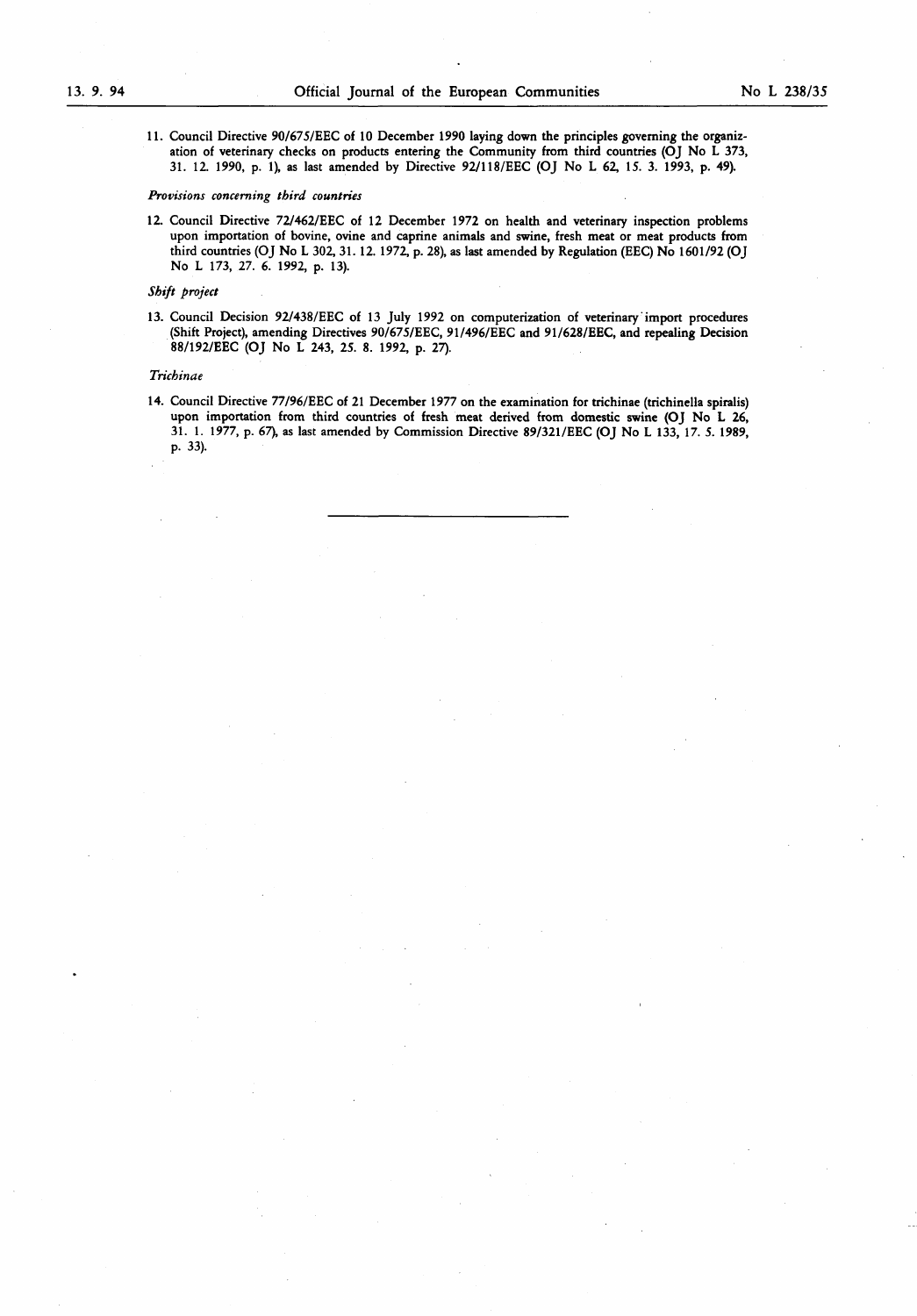11. Council Directive 90/675/EEC of 10 December 1990 laying down the principles governing the organization of veterinary checks on products entering the Community from third countries (OJ No L 373, 31. 12. 1990, p. 1), as last amended by Directive 92/118/EEC (OJ No L 62, 15. 3. 1993, p. 49).

*Provisions concerning third countries*

12. Council Directive 72/462/EEC of 12 December 1972 on health and veterinary inspection problems upon importation of bovine, ovine and caprine animals and swine, fresh meat or meat products from third countries (OJ No L 302, 31. 12. 1972, p. 28), as last amended by Regulation (EEC) No 1601/92 (OJ No L 173, 27. 6. 1992, p. 13).

*Shift project*

13. Council Decision 92/438/EEC of 13 July 1992 on computerization of veterinary import procedures (Shift Project), amending Directives 90/675/EEC, 91/496/EEC and 91/628/EEC, and repealing Decision 88/192/EEC (OJ No L 243, 25. 8. 1992, p. 27).

*Trichinae*

14. Council Directive 77/96/EEC of 21 December 1977 on the examination for trichinae (trichinella spiralis) upon importation from third countries of fresh meat derived from domestic swine (OJ No L 26, 31. 1. 1977, p. 67), as last amended by Commission Directive 89/321/EEC (OJ No L 133, 17. 5. 1989, p. 33).